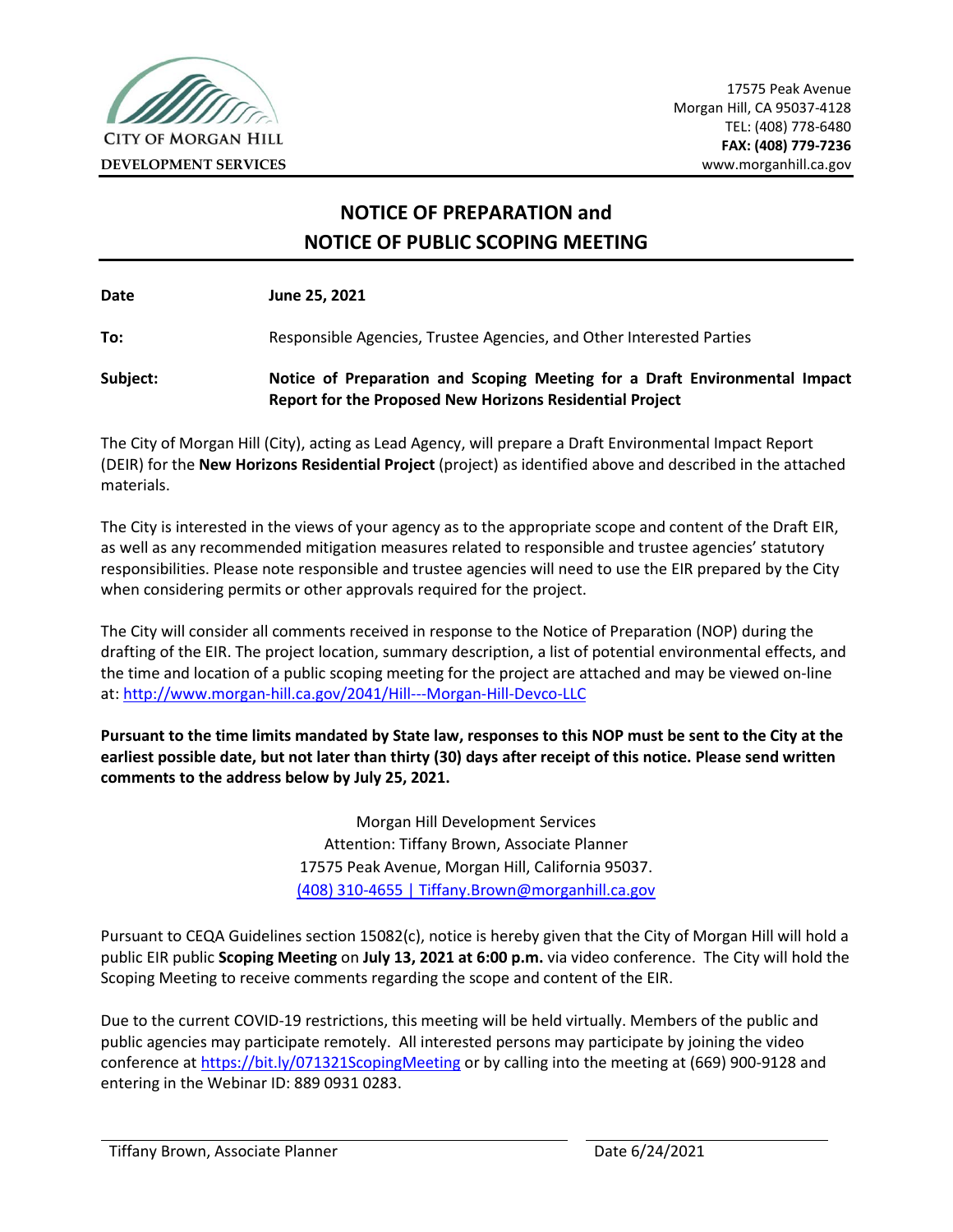CITY OF MORGAN HILL
DEVELOPMENT SERVICES

17575 Peak Avenue
Morgan Hill, CA 95037-4128
TEL: (408) 778-6480
**FAX: (408) 779-7236**
www.morganhill.ca.gov

# NOTICE OF PREPARATION and NOTICE OF PUBLIC SCOPING MEETING

**Date** **June 25, 2021**

**To:** Responsible Agencies, Trustee Agencies, and Other Interested Parties

**Subject:** **Notice of Preparation and Scoping Meeting for a Draft Environmental Impact Report for the Proposed New Horizons Residential Project**

The City of Morgan Hill (City), acting as Lead Agency, will prepare a Draft Environmental Impact Report (DEIR) for the **New Horizons Residential Project** (project) as identified above and described in the attached materials.

The City is interested in the views of your agency as to the appropriate scope and content of the Draft EIR, as well as any recommended mitigation measures related to responsible and trustee agencies' statutory responsibilities. Please note responsible and trustee agencies will need to use the EIR prepared by the City when considering permits or other approvals required for the project.

The City will consider all comments received in response to the Notice of Preparation (NOP) during the drafting of the EIR. The project location, summary description, a list of potential environmental effects, and the time and location of a public scoping meeting for the project are attached and may be viewed on-line at: http://www.morgan-hill.ca.gov/2041/Hill---Morgan-Hill-Devco-LLC

**Pursuant to the time limits mandated by State law, responses to this NOP must be sent to the City at the earliest possible date, but not later than thirty (30) days after receipt of this notice. Please send written comments to the address below by July 25, 2021.**

Morgan Hill Development Services
Attention: Tiffany Brown, Associate Planner
17575 Peak Avenue, Morgan Hill, California 95037.
(408) 310-4655 | Tiffany.Brown@morganhill.ca.gov

Pursuant to CEQA Guidelines section 15082(c), notice is hereby given that the City of Morgan Hill will hold a public EIR public **Scoping Meeting** on **July 13, 2021 at 6:00 p.m.** via video conference. The City will hold the Scoping Meeting to receive comments regarding the scope and content of the EIR.

Due to the current COVID-19 restrictions, this meeting will be held virtually. Members of the public and public agencies may participate remotely. All interested persons may participate by joining the video conference at https://bit.ly/071321ScopingMeeting or by calling into the meeting at (669) 900-9128 and entering in the Webinar ID: 889 0931 0283.

Tiffany Brown, Associate Planner | Date 6/24/2021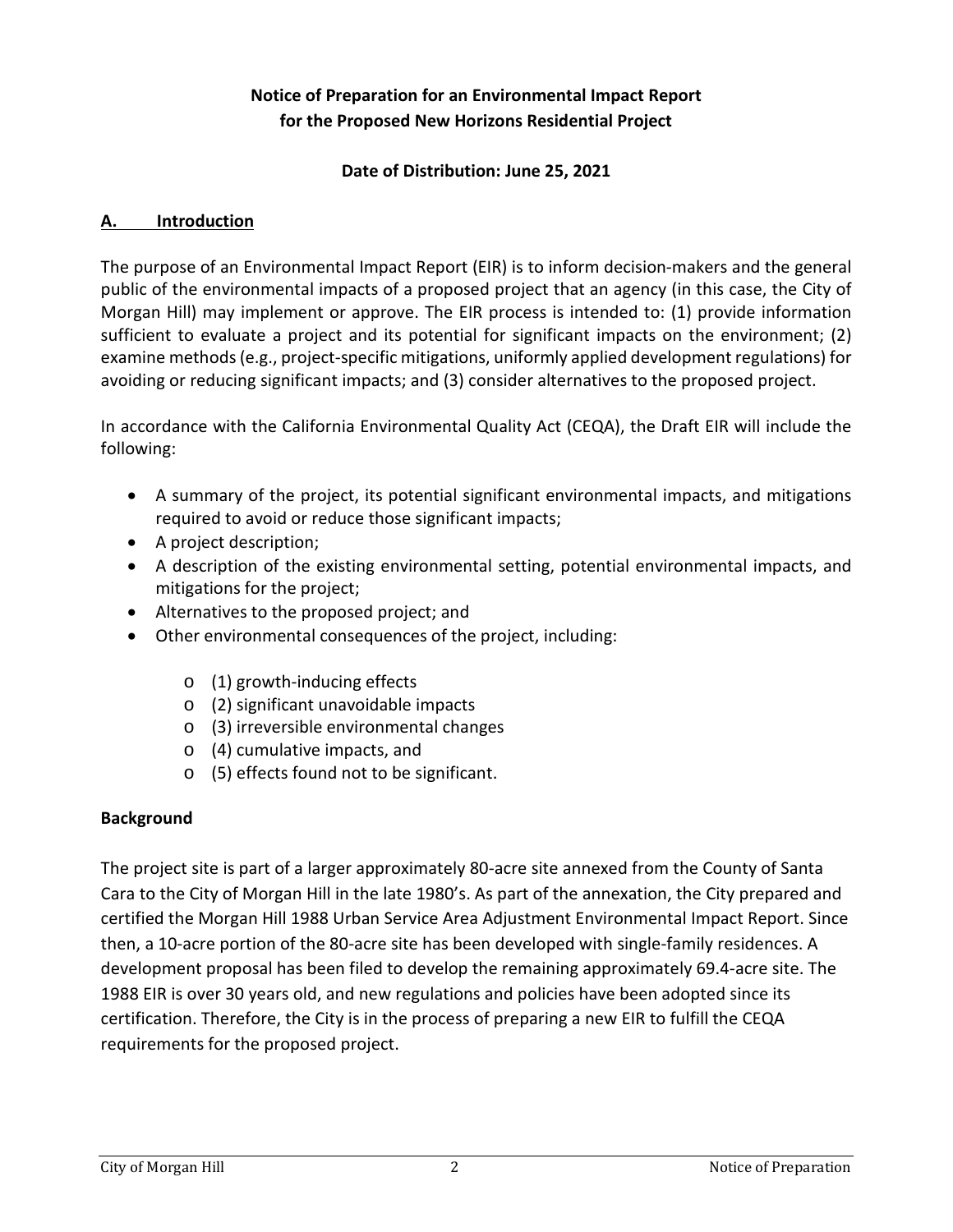**Notice of Preparation for an Environmental Impact Report for the Proposed New Horizons Residential Project**

**Date of Distribution: June 25, 2021**

## A. Introduction

The purpose of an Environmental Impact Report (EIR) is to inform decision-makers and the general public of the environmental impacts of a proposed project that an agency (in this case, the City of Morgan Hill) may implement or approve. The EIR process is intended to: (1) provide information sufficient to evaluate a project and its potential for significant impacts on the environment; (2) examine methods (e.g., project-specific mitigations, uniformly applied development regulations) for avoiding or reducing significant impacts; and (3) consider alternatives to the proposed project.

In accordance with the California Environmental Quality Act (CEQA), the Draft EIR will include the following:

- A summary of the project, its potential significant environmental impacts, and mitigations required to avoid or reduce those significant impacts;
- A project description;
- A description of the existing environmental setting, potential environmental impacts, and mitigations for the project;
- Alternatives to the proposed project; and
- Other environmental consequences of the project, including:
    - (1) growth-inducing effects
    - (2) significant unavoidable impacts
    - (3) irreversible environmental changes
    - (4) cumulative impacts, and
    - (5) effects found not to be significant.

### Background

The project site is part of a larger approximately 80-acre site annexed from the County of Santa Cara to the City of Morgan Hill in the late 1980's. As part of the annexation, the City prepared and certified the Morgan Hill 1988 Urban Service Area Adjustment Environmental Impact Report. Since then, a 10-acre portion of the 80-acre site has been developed with single-family residences. A development proposal has been filed to develop the remaining approximately 69.4-acre site. The 1988 EIR is over 30 years old, and new regulations and policies have been adopted since its certification. Therefore, the City is in the process of preparing a new EIR to fulfill the CEQA requirements for the proposed project.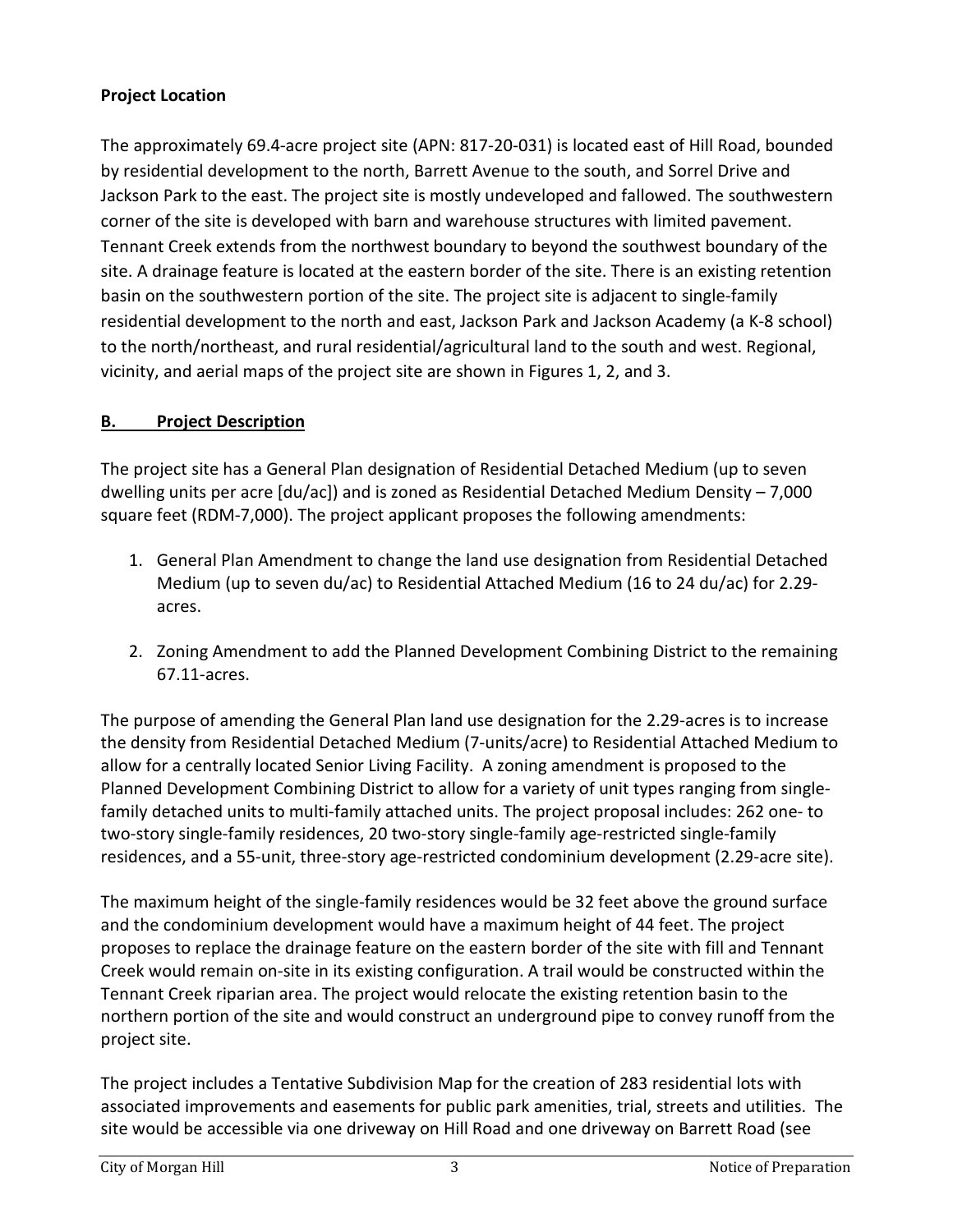**Project Location**

The approximately 69.4-acre project site (APN: 817-20-031) is located east of Hill Road, bounded by residential development to the north, Barrett Avenue to the south, and Sorrel Drive and Jackson Park to the east. The project site is mostly undeveloped and fallowed. The southwestern corner of the site is developed with barn and warehouse structures with limited pavement. Tennant Creek extends from the northwest boundary to beyond the southwest boundary of the site. A drainage feature is located at the eastern border of the site. There is an existing retention basin on the southwestern portion of the site. The project site is adjacent to single-family residential development to the north and east, Jackson Park and Jackson Academy (a K-8 school) to the north/northeast, and rural residential/agricultural land to the south and west. Regional, vicinity, and aerial maps of the project site are shown in Figures 1, 2, and 3.

## B. Project Description

The project site has a General Plan designation of Residential Detached Medium (up to seven dwelling units per acre [du/ac]) and is zoned as Residential Detached Medium Density – 7,000 square feet (RDM-7,000). The project applicant proposes the following amendments:

1. General Plan Amendment to change the land use designation from Residential Detached Medium (up to seven du/ac) to Residential Attached Medium (16 to 24 du/ac) for 2.29-acres.
2. Zoning Amendment to add the Planned Development Combining District to the remaining 67.11-acres.

The purpose of amending the General Plan land use designation for the 2.29-acres is to increase the density from Residential Detached Medium (7-units/acre) to Residential Attached Medium to allow for a centrally located Senior Living Facility. A zoning amendment is proposed to the Planned Development Combining District to allow for a variety of unit types ranging from single-family detached units to multi-family attached units. The project proposal includes: 262 one- to two-story single-family residences, 20 two-story single-family age-restricted single-family residences, and a 55-unit, three-story age-restricted condominium development (2.29-acre site).

The maximum height of the single-family residences would be 32 feet above the ground surface and the condominium development would have a maximum height of 44 feet. The project proposes to replace the drainage feature on the eastern border of the site with fill and Tennant Creek would remain on-site in its existing configuration. A trail would be constructed within the Tennant Creek riparian area. The project would relocate the existing retention basin to the northern portion of the site and would construct an underground pipe to convey runoff from the project site.

The project includes a Tentative Subdivision Map for the creation of 283 residential lots with associated improvements and easements for public park amenities, trial, streets and utilities. The site would be accessible via one driveway on Hill Road and one driveway on Barrett Road (see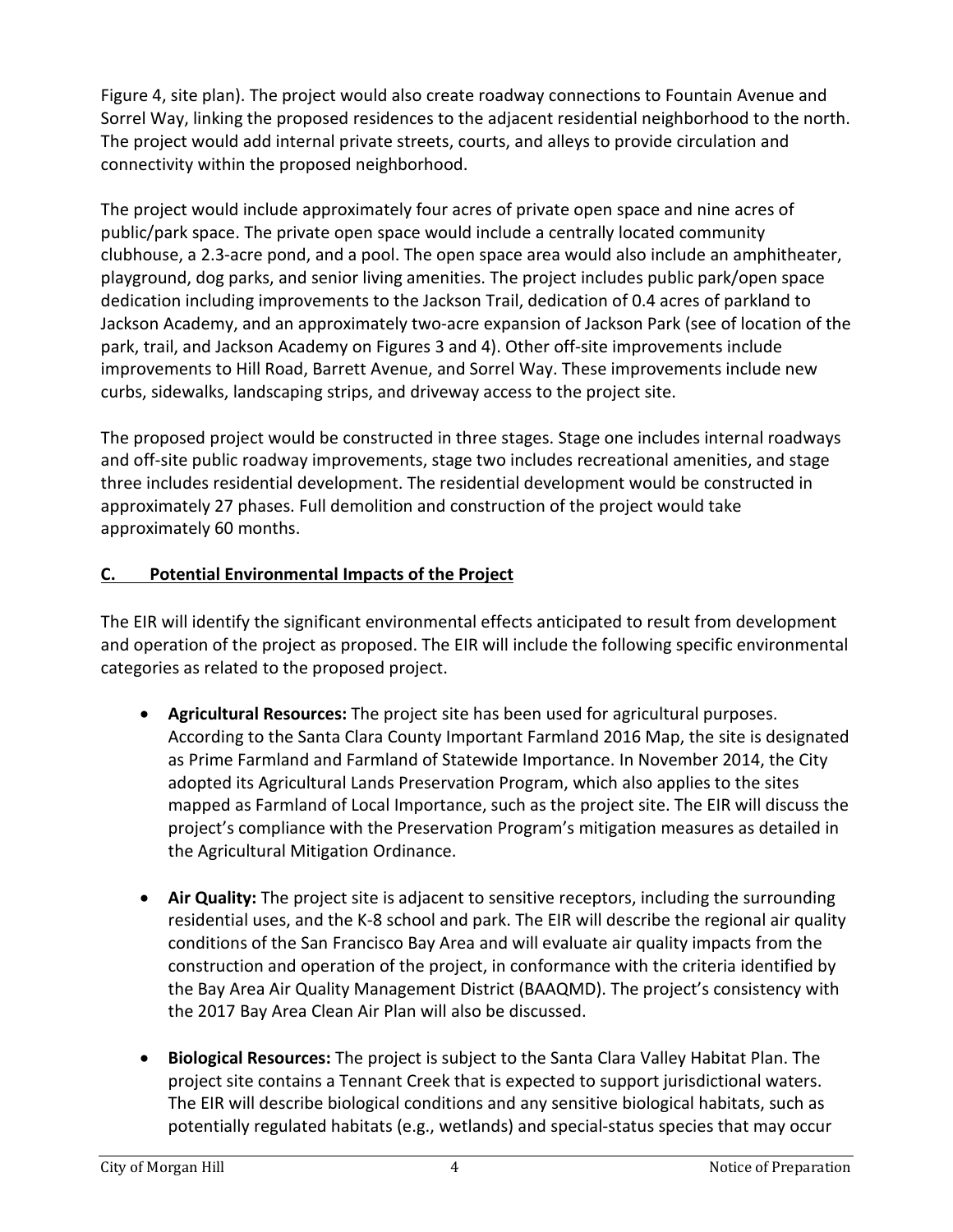Figure 4, site plan). The project would also create roadway connections to Fountain Avenue and Sorrel Way, linking the proposed residences to the adjacent residential neighborhood to the north. The project would add internal private streets, courts, and alleys to provide circulation and connectivity within the proposed neighborhood.

The project would include approximately four acres of private open space and nine acres of public/park space. The private open space would include a centrally located community clubhouse, a 2.3-acre pond, and a pool. The open space area would also include an amphitheater, playground, dog parks, and senior living amenities. The project includes public park/open space dedication including improvements to the Jackson Trail, dedication of 0.4 acres of parkland to Jackson Academy, and an approximately two-acre expansion of Jackson Park (see of location of the park, trail, and Jackson Academy on Figures 3 and 4). Other off-site improvements include improvements to Hill Road, Barrett Avenue, and Sorrel Way. These improvements include new curbs, sidewalks, landscaping strips, and driveway access to the project site.

The proposed project would be constructed in three stages. Stage one includes internal roadways and off-site public roadway improvements, stage two includes recreational amenities, and stage three includes residential development. The residential development would be constructed in approximately 27 phases. Full demolition and construction of the project would take approximately 60 months.

## C. Potential Environmental Impacts of the Project

The EIR will identify the significant environmental effects anticipated to result from development and operation of the project as proposed. The EIR will include the following specific environmental categories as related to the proposed project.

- **Agricultural Resources:** The project site has been used for agricultural purposes. According to the Santa Clara County Important Farmland 2016 Map, the site is designated as Prime Farmland and Farmland of Statewide Importance. In November 2014, the City adopted its Agricultural Lands Preservation Program, which also applies to the sites mapped as Farmland of Local Importance, such as the project site. The EIR will discuss the project's compliance with the Preservation Program's mitigation measures as detailed in the Agricultural Mitigation Ordinance.

- **Air Quality:** The project site is adjacent to sensitive receptors, including the surrounding residential uses, and the K-8 school and park. The EIR will describe the regional air quality conditions of the San Francisco Bay Area and will evaluate air quality impacts from the construction and operation of the project, in conformance with the criteria identified by the Bay Area Air Quality Management District (BAAQMD). The project's consistency with the 2017 Bay Area Clean Air Plan will also be discussed.

- **Biological Resources:** The project is subject to the Santa Clara Valley Habitat Plan. The project site contains a Tennant Creek that is expected to support jurisdictional waters. The EIR will describe biological conditions and any sensitive biological habitats, such as potentially regulated habitats (e.g., wetlands) and special-status species that may occur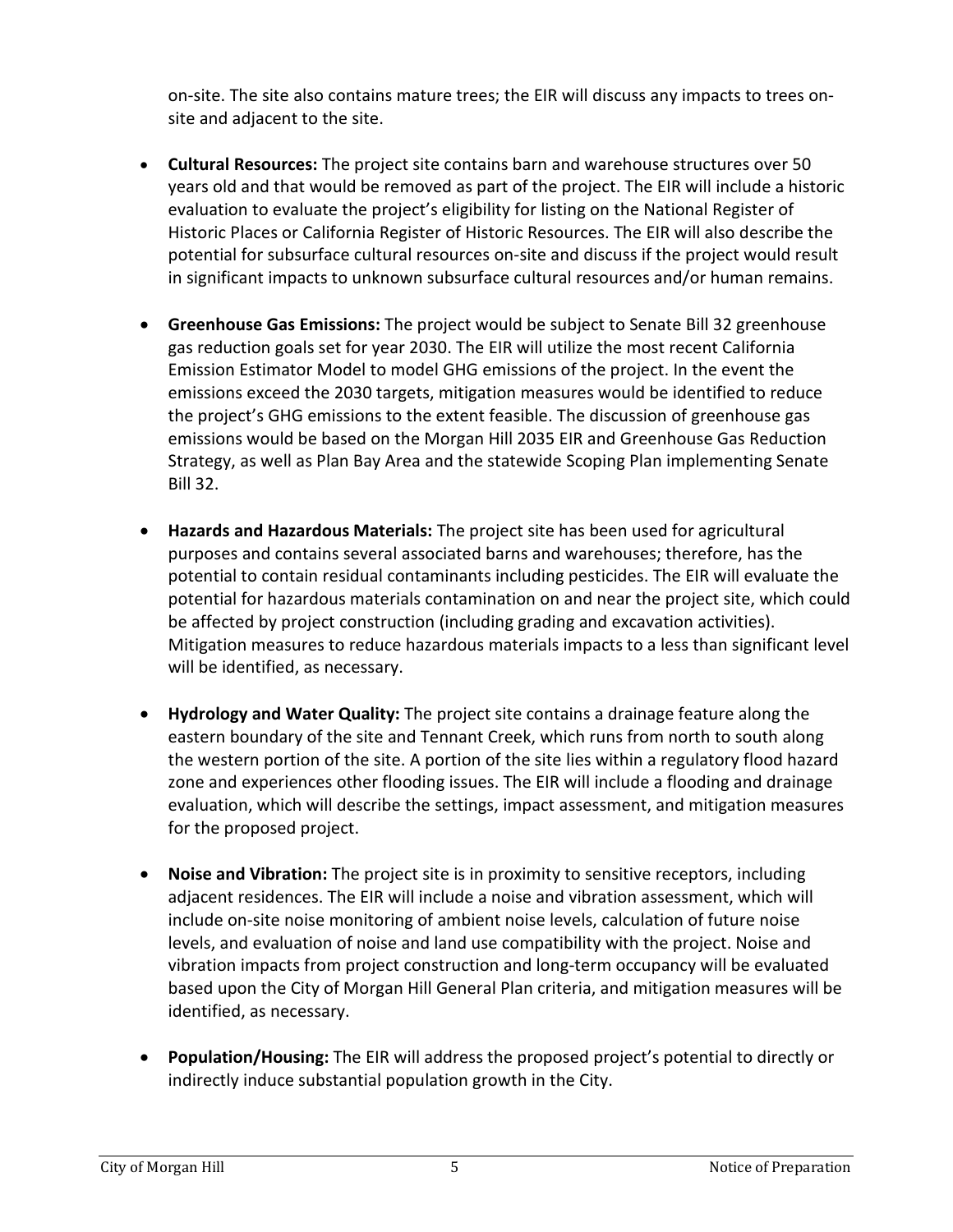on-site. The site also contains mature trees; the EIR will discuss any impacts to trees on-site and adjacent to the site.

- **Cultural Resources:** The project site contains barn and warehouse structures over 50 years old and that would be removed as part of the project. The EIR will include a historic evaluation to evaluate the project's eligibility for listing on the National Register of Historic Places or California Register of Historic Resources. The EIR will also describe the potential for subsurface cultural resources on-site and discuss if the project would result in significant impacts to unknown subsurface cultural resources and/or human remains.

- **Greenhouse Gas Emissions:** The project would be subject to Senate Bill 32 greenhouse gas reduction goals set for year 2030. The EIR will utilize the most recent California Emission Estimator Model to model GHG emissions of the project. In the event the emissions exceed the 2030 targets, mitigation measures would be identified to reduce the project's GHG emissions to the extent feasible. The discussion of greenhouse gas emissions would be based on the Morgan Hill 2035 EIR and Greenhouse Gas Reduction Strategy, as well as Plan Bay Area and the statewide Scoping Plan implementing Senate Bill 32.

- **Hazards and Hazardous Materials:** The project site has been used for agricultural purposes and contains several associated barns and warehouses; therefore, has the potential to contain residual contaminants including pesticides. The EIR will evaluate the potential for hazardous materials contamination on and near the project site, which could be affected by project construction (including grading and excavation activities). Mitigation measures to reduce hazardous materials impacts to a less than significant level will be identified, as necessary.

- **Hydrology and Water Quality:** The project site contains a drainage feature along the eastern boundary of the site and Tennant Creek, which runs from north to south along the western portion of the site. A portion of the site lies within a regulatory flood hazard zone and experiences other flooding issues. The EIR will include a flooding and drainage evaluation, which will describe the settings, impact assessment, and mitigation measures for the proposed project.

- **Noise and Vibration:** The project site is in proximity to sensitive receptors, including adjacent residences. The EIR will include a noise and vibration assessment, which will include on-site noise monitoring of ambient noise levels, calculation of future noise levels, and evaluation of noise and land use compatibility with the project. Noise and vibration impacts from project construction and long-term occupancy will be evaluated based upon the City of Morgan Hill General Plan criteria, and mitigation measures will be identified, as necessary.

- **Population/Housing:** The EIR will address the proposed project's potential to directly or indirectly induce substantial population growth in the City.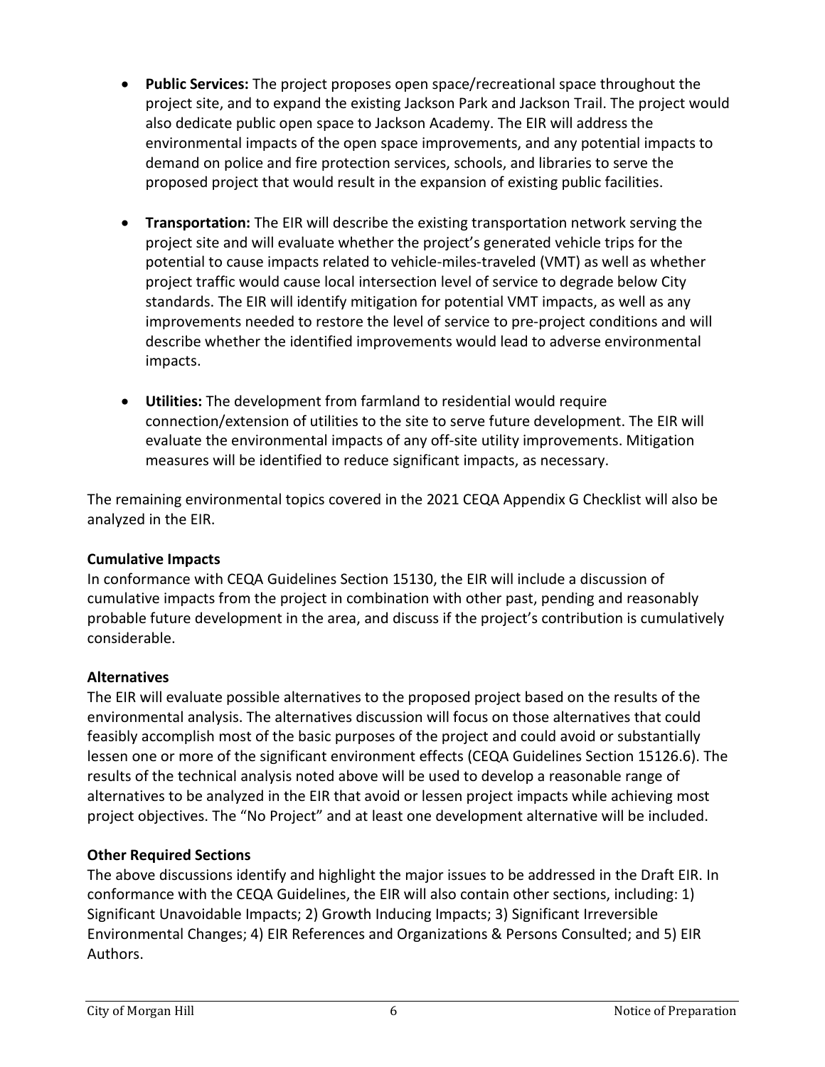- **Public Services:** The project proposes open space/recreational space throughout the project site, and to expand the existing Jackson Park and Jackson Trail. The project would also dedicate public open space to Jackson Academy. The EIR will address the environmental impacts of the open space improvements, and any potential impacts to demand on police and fire protection services, schools, and libraries to serve the proposed project that would result in the expansion of existing public facilities.

- **Transportation:** The EIR will describe the existing transportation network serving the project site and will evaluate whether the project's generated vehicle trips for the potential to cause impacts related to vehicle-miles-traveled (VMT) as well as whether project traffic would cause local intersection level of service to degrade below City standards. The EIR will identify mitigation for potential VMT impacts, as well as any improvements needed to restore the level of service to pre-project conditions and will describe whether the identified improvements would lead to adverse environmental impacts.

- **Utilities:** The development from farmland to residential would require connection/extension of utilities to the site to serve future development. The EIR will evaluate the environmental impacts of any off-site utility improvements. Mitigation measures will be identified to reduce significant impacts, as necessary.

The remaining environmental topics covered in the 2021 CEQA Appendix G Checklist will also be analyzed in the EIR.

**Cumulative Impacts**

In conformance with CEQA Guidelines Section 15130, the EIR will include a discussion of cumulative impacts from the project in combination with other past, pending and reasonably probable future development in the area, and discuss if the project's contribution is cumulatively considerable.

**Alternatives**

The EIR will evaluate possible alternatives to the proposed project based on the results of the environmental analysis. The alternatives discussion will focus on those alternatives that could feasibly accomplish most of the basic purposes of the project and could avoid or substantially lessen one or more of the significant environment effects (CEQA Guidelines Section 15126.6). The results of the technical analysis noted above will be used to develop a reasonable range of alternatives to be analyzed in the EIR that avoid or lessen project impacts while achieving most project objectives. The "No Project" and at least one development alternative will be included.

**Other Required Sections**

The above discussions identify and highlight the major issues to be addressed in the Draft EIR. In conformance with the CEQA Guidelines, the EIR will also contain other sections, including: 1) Significant Unavoidable Impacts; 2) Growth Inducing Impacts; 3) Significant Irreversible Environmental Changes; 4) EIR References and Organizations & Persons Consulted; and 5) EIR Authors.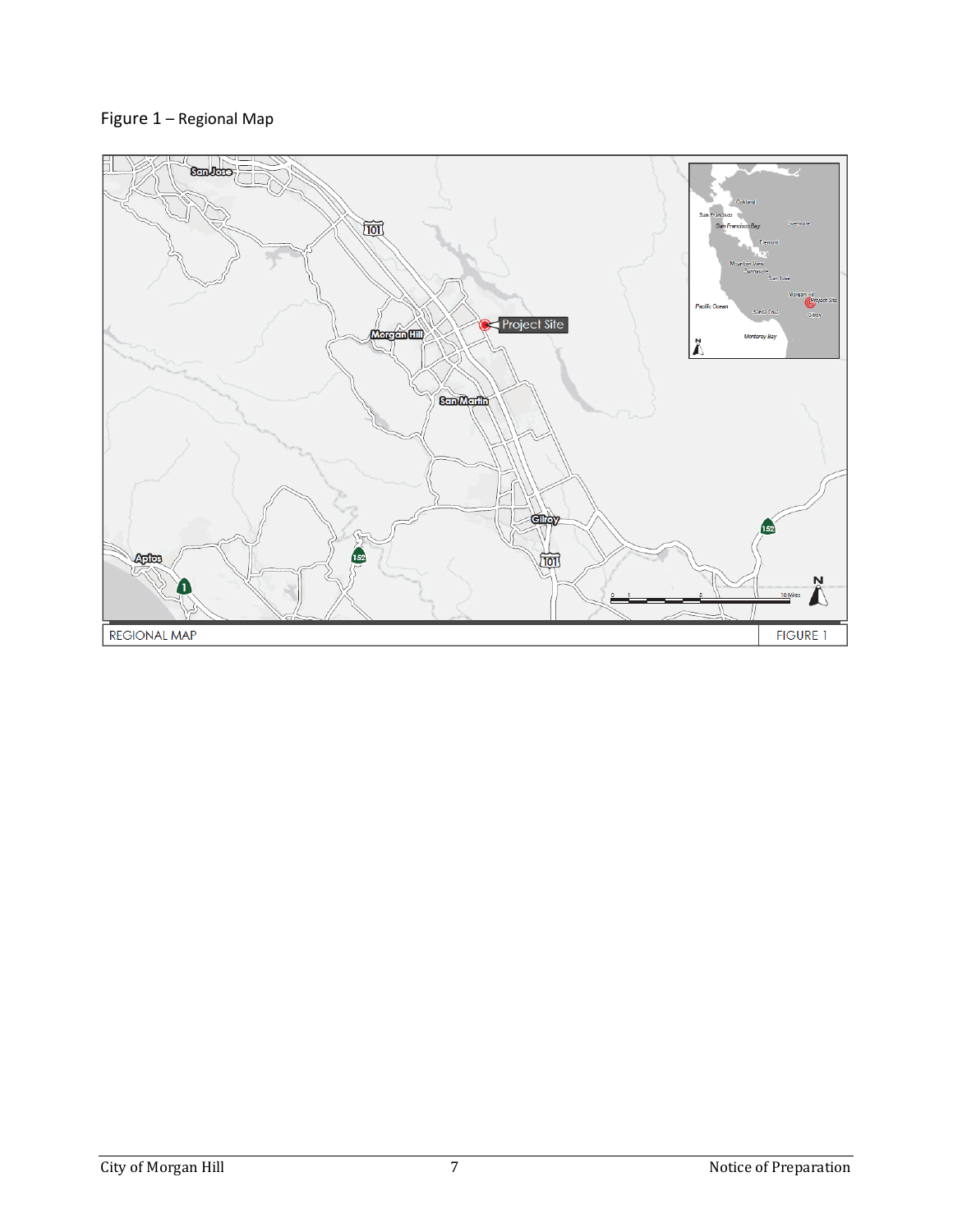Figure 1 – Regional Map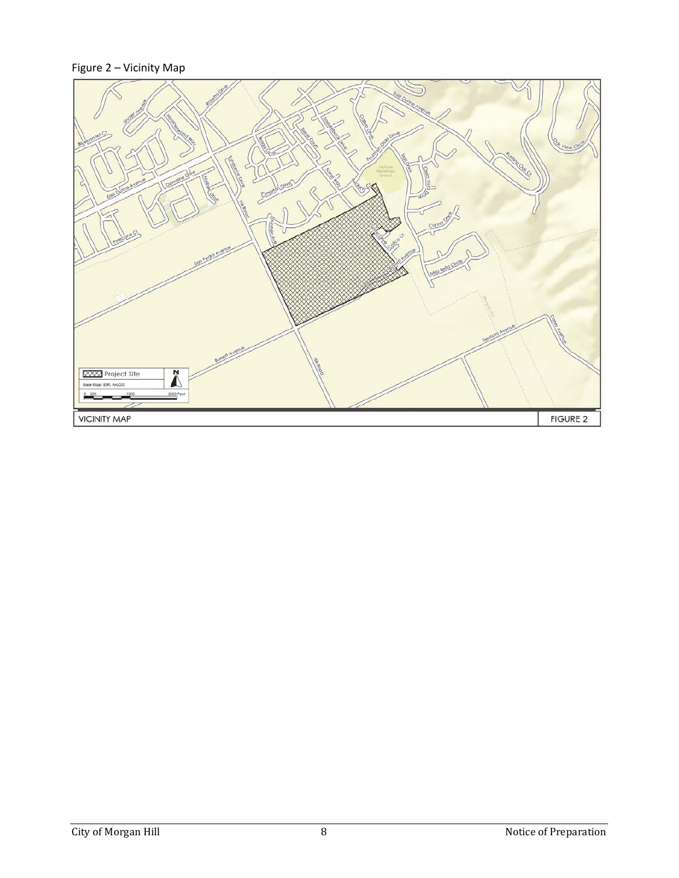Figure 2 – Vicinity Map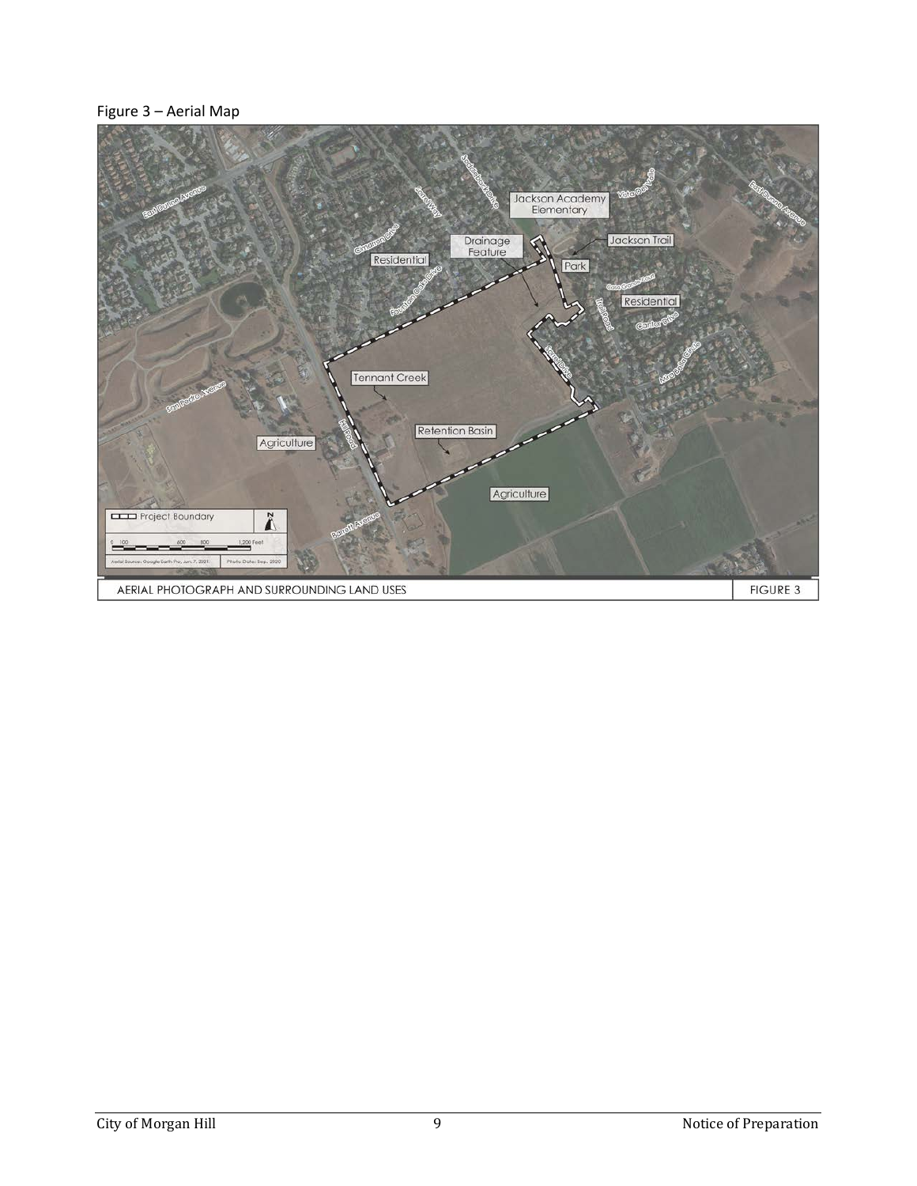Figure 3 – Aerial Map

AERIAL PHOTOGRAPH AND SURROUNDING LAND USES

FIGURE 3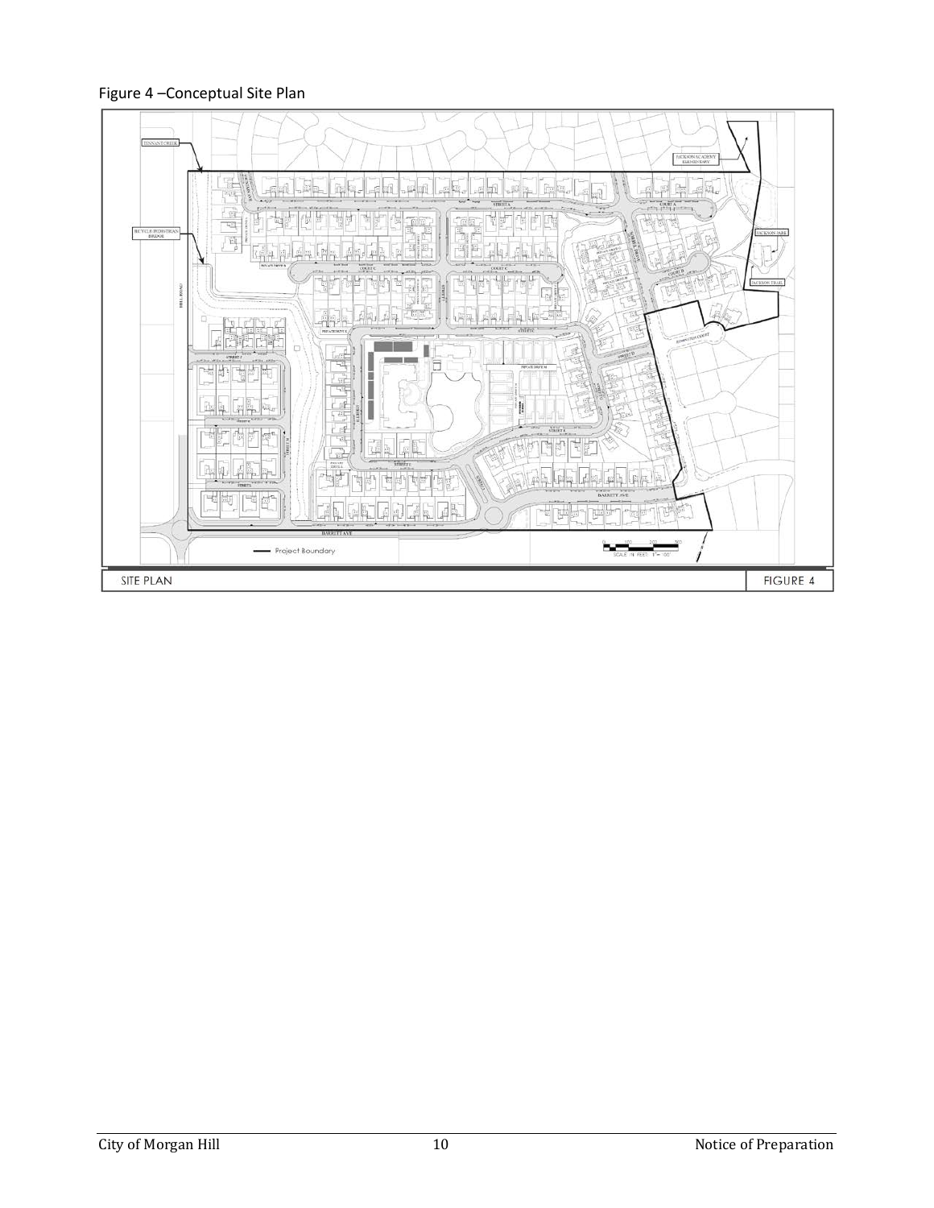Figure 4 –Conceptual Site Plan

TENNANT CREEK

JACKSON ACADEMY ELEMENTARY

BICYCLE PEDESTRIAN BRIDGE

JACKSON PARK

JACKSON TRAIL

HILL ROAD

STREET A

COURT A

COURT B

COURT C

STREET C

STREET D

STREET E

STREET F

STREET J

STREET K

STREET L

PRIVATE DRIVE M

EDMUNDSON COURT

BARRETT AVE

Project Boundary

SCALE IN FEET: 1" = 100'

SITE PLAN

FIGURE 4